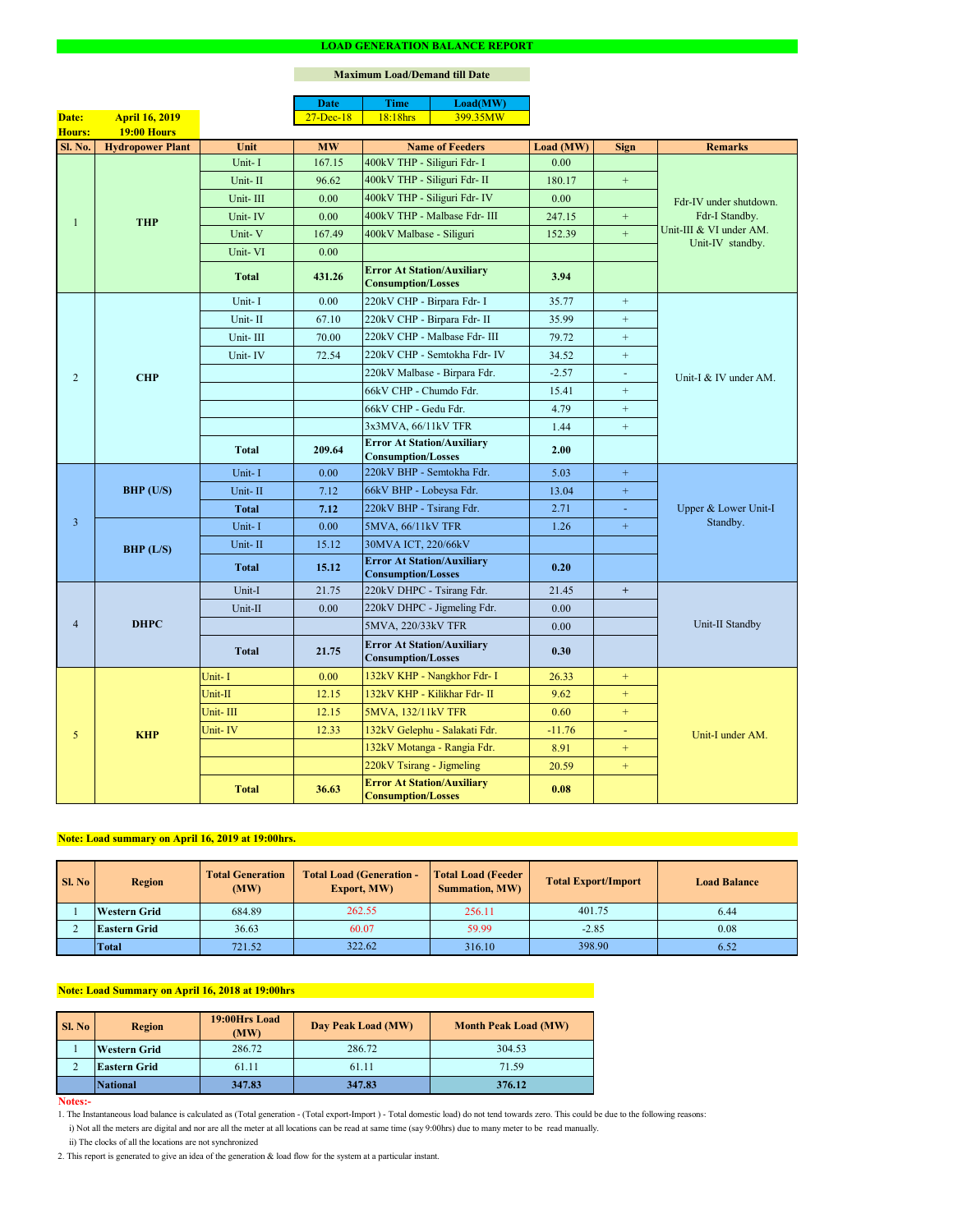# LOAD GENERATION BALANCE REPORT

**Maximum Load/Demand till Date**

| Date | Time | Load(MW) |
|---|---|---|
| 27-Dec-18 | 18:18hrs | 399.35MW |

**Date:** April 16, 2019
**Hours:** 19:00 Hours

| Sl. No. | Hydropower Plant | Unit | MW | Name of Feeders | Load (MW) | Sign | Remarks |
|---|---|---|---|---|---|---|---|
| 1 | THP | Unit- I | 167.15 | 400kV THP - Siliguri Fdr- I | 0.00 | | Fdr-IV under shutdown. Fdr-I Standby. Unit-III & VI under AM. Unit-IV standby. |
| | | Unit- II | 96.62 | 400kV THP - Siliguri Fdr- II | 180.17 | + | |
| | | Unit- III | 0.00 | 400kV THP - Siliguri Fdr- IV | 0.00 | | |
| | | Unit- IV | 0.00 | 400kV THP - Malbase Fdr- III | 247.15 | + | |
| | | Unit- V | 167.49 | 400kV Malbase - Siliguri | 152.39 | + | |
| | | Unit- VI | 0.00 | | | | |
| | | **Total** | **431.26** | **Error At Station/Auxiliary Consumption/Losses** | **3.94** | | |
| 2 | CHP | Unit- I | 0.00 | 220kV CHP - Birpara Fdr- I | 35.77 | + | Unit-I & IV under AM. |
| | | Unit- II | 67.10 | 220kV CHP - Birpara Fdr- II | 35.99 | + | |
| | | Unit- III | 70.00 | 220kV CHP - Malbase Fdr- III | 79.72 | + | |
| | | Unit- IV | 72.54 | 220kV CHP - Semtokha Fdr- IV | 34.52 | + | |
| | | | | 220kV Malbase - Birpara Fdr. | -2.57 | - | |
| | | | | 66kV CHP - Chumdo Fdr. | 15.41 | + | |
| | | | | 66kV CHP - Gedu Fdr. | 4.79 | + | |
| | | | | 3x3MVA, 66/11kV TFR | 1.44 | + | |
| | | **Total** | **209.64** | **Error At Station/Auxiliary Consumption/Losses** | **2.00** | | |
| 3 | BHP (U/S) | Unit- I | 0.00 | 220kV BHP - Semtokha Fdr. | 5.03 | + | Upper & Lower Unit-I Standby. |
| | | Unit- II | 7.12 | 66kV BHP - Lobeysa Fdr. | 13.04 | + | |
| | | **Total** | **7.12** | 220kV BHP - Tsirang Fdr. | 2.71 | - | |
| | BHP (L/S) | Unit- I | 0.00 | 5MVA, 66/11kV TFR | 1.26 | + | |
| | | Unit- II | 15.12 | 30MVA ICT, 220/66kV | | | |
| | | **Total** | **15.12** | **Error At Station/Auxiliary Consumption/Losses** | **0.20** | | |
| 4 | DHPC | Unit-I | 21.75 | 220kV DHPC - Tsirang Fdr. | 21.45 | + | Unit-II Standby |
| | | Unit-II | 0.00 | 220kV DHPC - Jigmeling Fdr. | 0.00 | | |
| | | | | 5MVA, 220/33kV TFR | 0.00 | | |
| | | **Total** | **21.75** | **Error At Station/Auxiliary Consumption/Losses** | **0.30** | | |
| 5 | KHP | Unit- I | 0.00 | 132kV KHP - Nangkhor Fdr- I | 26.33 | + | Unit-I under AM. |
| | | Unit-II | 12.15 | 132kV KHP - Kilikhar Fdr- II | 9.62 | + | |
| | | Unit- III | 12.15 | 5MVA, 132/11kV TFR | 0.60 | + | |
| | | Unit- IV | 12.33 | 132kV Gelephu - Salakati Fdr. | -11.76 | - | |
| | | | | 132kV Motanga - Rangia Fdr. | 8.91 | + | |
| | | | | 220kV Tsirang - Jigmeling | 20.59 | + | |
| | | **Total** | **36.63** | **Error At Station/Auxiliary Consumption/Losses** | **0.08** | | |

**Note: Load summary on April 16, 2019 at 19:00hrs.**

| Sl. No | Region | Total Generation (MW) | Total Load (Generation - Export, MW) | Total Load (Feeder Summation, MW) | Total Export/Import | Load Balance |
|---|---|---|---|---|---|---|
| 1 | **Western Grid** | 684.89 | 262.55 | 256.11 | 401.75 | 6.44 |
| 2 | **Eastern Grid** | 36.63 | 60.07 | 59.99 | -2.85 | 0.08 |
| | **Total** | 721.52 | 322.62 | 316.10 | 398.90 | 6.52 |

**Note: Load Summary on April 16, 2018 at 19:00hrs**

| Sl. No | Region | 19:00Hrs Load (MW) | Day Peak Load (MW) | Month Peak Load (MW) |
|---|---|---|---|---|
| 1 | **Western Grid** | 286.72 | 286.72 | 304.53 |
| 2 | **Eastern Grid** | 61.11 | 61.11 | 71.59 |
| | **National** | **347.83** | **347.83** | **376.12** |

**Notes:-**

1. The Instantaneous load balance is calculated as (Total generation - (Total export-Import ) - Total domestic load) do not tend towards zero. This could be due to the following reasons:
   i) Not all the meters are digital and nor are all the meter at all locations can be read at same time (say 9:00hrs) due to many meter to be read manually.
   ii) The clocks of all the locations are not synchronized
2. This report is generated to give an idea of the generation & load flow for the system at a particular instant.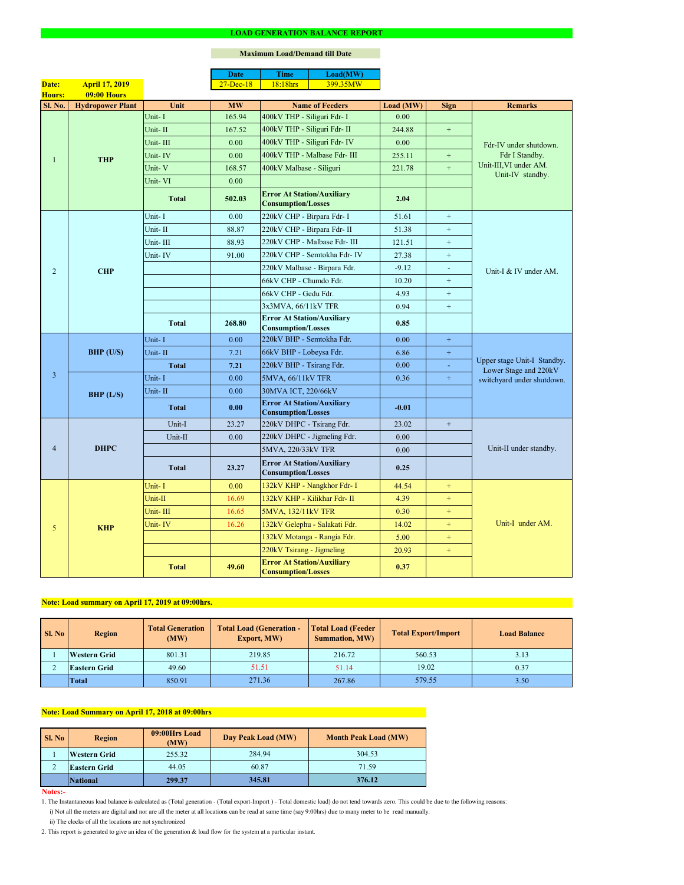# LOAD GENERATION BALANCE REPORT

**Maximum Load/Demand till Date**

| Date | Time | Load(MW) |
|---|---|---|
| 27-Dec-18 | 18:18hrs | 399.35MW |

**Date:** April 17, 2019
**Hours:** 09:00 Hours

| Sl. No. | Hydropower Plant | Unit | MW | Name of Feeders | Load (MW) | Sign | Remarks |
|---|---|---|---|---|---|---|---|
| 1 | THP | Unit- I | 165.94 | 400kV THP - Siliguri Fdr- I | 0.00 | | Fdr-IV under shutdown. Fdr I Standby. Unit-III,VI under AM. Unit-IV standby. |
| | | Unit- II | 167.52 | 400kV THP - Siliguri Fdr- II | 244.88 | + | |
| | | Unit- III | 0.00 | 400kV THP - Siliguri Fdr- IV | 0.00 | | |
| | | Unit- IV | 0.00 | 400kV THP - Malbase Fdr- III | 255.11 | + | |
| | | Unit- V | 168.57 | 400kV Malbase - Siliguri | 221.78 | + | |
| | | Unit- VI | 0.00 | | | | |
| | | **Total** | **502.03** | **Error At Station/Auxiliary Consumption/Losses** | **2.04** | | |
| 2 | CHP | Unit- I | 0.00 | 220kV CHP - Birpara Fdr- I | 51.61 | + | Unit-I & IV under AM. |
| | | Unit- II | 88.87 | 220kV CHP - Birpara Fdr- II | 51.38 | + | |
| | | Unit- III | 88.93 | 220kV CHP - Malbase Fdr- III | 121.51 | + | |
| | | Unit- IV | 91.00 | 220kV CHP - Semtokha Fdr- IV | 27.38 | + | |
| | | | | 220kV Malbase - Birpara Fdr. | -9.12 | - | |
| | | | | 66kV CHP - Chumdo Fdr. | 10.20 | + | |
| | | | | 66kV CHP - Gedu Fdr. | 4.93 | + | |
| | | | | 3x3MVA, 66/11kV TFR | 0.94 | + | |
| | | **Total** | **268.80** | **Error At Station/Auxiliary Consumption/Losses** | **0.85** | | |
| 3 | BHP (U/S) | Unit- I | 0.00 | 220kV BHP - Semtokha Fdr. | 0.00 | + | Upper stage Unit-I Standby. Lower Stage and 220kV switchyard under shutdown. |
| | | Unit- II | 7.21 | 66kV BHP - Lobeysa Fdr. | 6.86 | + | |
| | | **Total** | **7.21** | 220kV BHP - Tsirang Fdr. | 0.00 | - | |
| | BHP (L/S) | Unit- I | 0.00 | 5MVA, 66/11kV TFR | 0.36 | + | |
| | | Unit- II | 0.00 | 30MVA ICT, 220/66kV | | | |
| | | **Total** | **0.00** | **Error At Station/Auxiliary Consumption/Losses** | **-0.01** | | |
| 4 | DHPC | Unit-I | 23.27 | 220kV DHPC - Tsirang Fdr. | 23.02 | + | Unit-II under standby. |
| | | Unit-II | 0.00 | 220kV DHPC - Jigmeling Fdr. | 0.00 | | |
| | | | | 5MVA, 220/33kV TFR | 0.00 | | |
| | | **Total** | **23.27** | **Error At Station/Auxiliary Consumption/Losses** | **0.25** | | |
| 5 | KHP | Unit- I | 0.00 | 132kV KHP - Nangkhor Fdr- I | 44.54 | + | Unit-I under AM. |
| | | Unit-II | 16.69 | 132kV KHP - Kilikhar Fdr- II | 4.39 | + | |
| | | Unit- III | 16.65 | 5MVA, 132/11kV TFR | 0.30 | + | |
| | | Unit- IV | 16.26 | 132kV Gelephu - Salakati Fdr. | 14.02 | + | |
| | | | | 132kV Motanga - Rangia Fdr. | 5.00 | + | |
| | | | | 220kV Tsirang - Jigmeling | 20.93 | + | |
| | | **Total** | **49.60** | **Error At Station/Auxiliary Consumption/Losses** | **0.37** | | |

**Note: Load summary on April 17, 2019 at 09:00hrs.**

| Sl. No | Region | Total Generation (MW) | Total Load (Generation - Export, MW) | Total Load (Feeder Summation, MW) | Total Export/Import | Load Balance |
|---|---|---|---|---|---|---|
| 1 | **Western Grid** | 801.31 | 219.85 | 216.72 | 560.53 | 3.13 |
| 2 | **Eastern Grid** | 49.60 | 51.51 | 51.14 | 19.02 | 0.37 |
| | **Total** | 850.91 | 271.36 | 267.86 | 579.55 | 3.50 |

**Note: Load Summary on April 17, 2018 at 09:00hrs**

| Sl. No | Region | 09:00Hrs Load (MW) | Day Peak Load (MW) | Month Peak Load (MW) |
|---|---|---|---|---|
| 1 | **Western Grid** | 255.32 | 284.94 | 304.53 |
| 2 | **Eastern Grid** | 44.05 | 60.87 | 71.59 |
| | **National** | **299.37** | **345.81** | **376.12** |

**Notes:-**

1. The Instantaneous load balance is calculated as (Total generation - (Total export-Import ) - Total domestic load) do not tend towards zero. This could be due to the following reasons:
   i) Not all the meters are digital and nor are all the meter at all locations can be read at same time (say 9:00hrs) due to many meter to be read manually.
   ii) The clocks of all the locations are not synchronized
2. This report is generated to give an idea of the generation & load flow for the system at a particular instant.